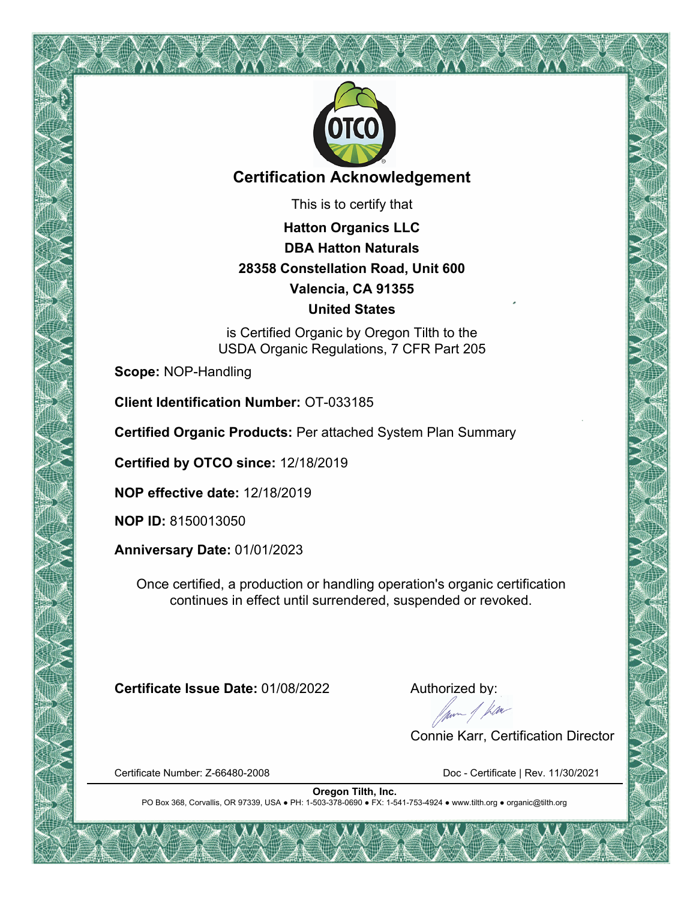# Certification Acknowledgement

This is to certify that

**Hatton Organics LLC**
**DBA Hatton Naturals**
**28358 Constellation Road, Unit 600**
**Valencia, CA 91355**
**United States**

is Certified Organic by Oregon Tilth to the
USDA Organic Regulations, 7 CFR Part 205

**Scope:** NOP-Handling

**Client Identification Number:** OT-033185

**Certified Organic Products:** Per attached System Plan Summary

**Certified by OTCO since:** 12/18/2019

**NOP effective date:** 12/18/2019

**NOP ID:** 8150013050

**Anniversary Date:** 01/01/2023

Once certified, a production or handling operation's organic certification continues in effect until surrendered, suspended or revoked.

**Certificate Issue Date:** 01/08/2022

Authorized by:

Connie Karr, Certification Director

Certificate Number: Z-66480-2008

Doc - Certificate | Rev. 11/30/2021

**Oregon Tilth, Inc.**
PO Box 368, Corvallis, OR 97339, USA ● PH: 1-503-378-0690 ● FX: 1-541-753-4924 ● www.tilth.org ● organic@tilth.org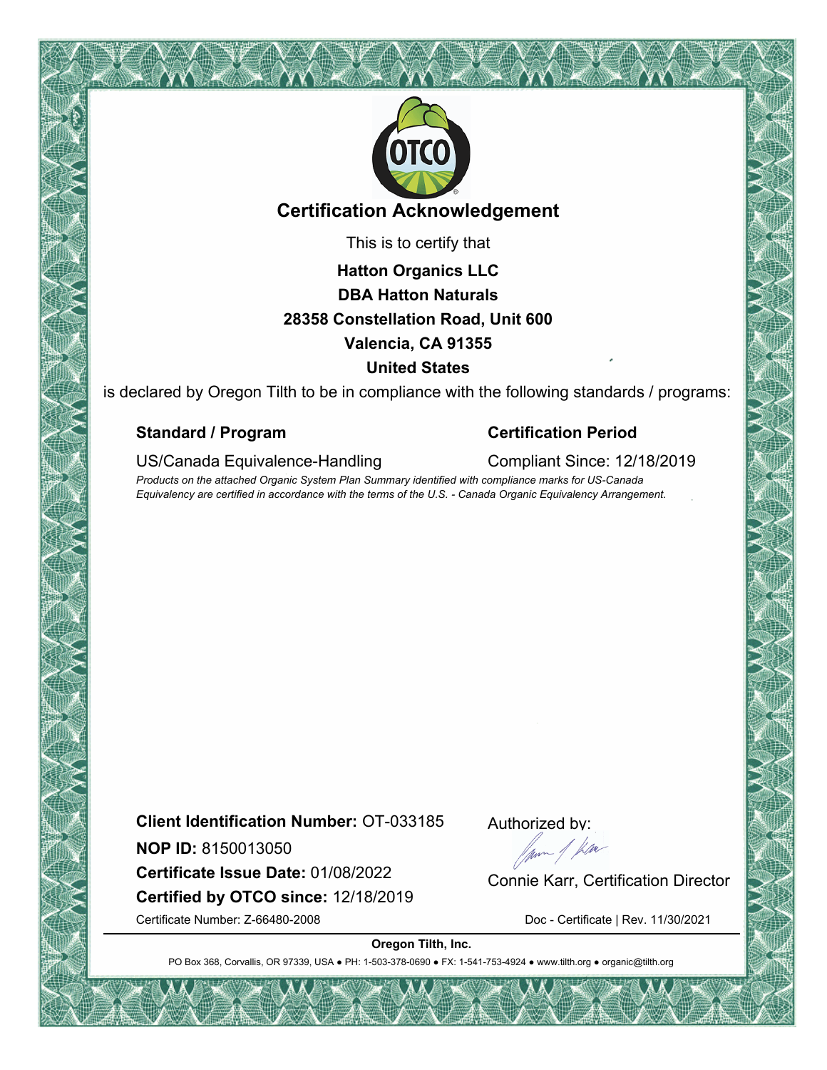# Certification Acknowledgement

This is to certify that

**Hatton Organics LLC**
**DBA Hatton Naturals**
**28358 Constellation Road, Unit 600**
**Valencia, CA 91355**
**United States**

is declared by Oregon Tilth to be in compliance with the following standards / programs:

| **Standard / Program** | **Certification Period** |
| --- | --- |
| US/Canada Equivalence-Handling | Compliant Since: 12/18/2019 |

*Products on the attached Organic System Plan Summary identified with compliance marks for US-Canada Equivalency are certified in accordance with the terms of the U.S. - Canada Organic Equivalency Arrangement.*

**Client Identification Number:** OT-033185

**NOP ID:** 8150013050

**Certificate Issue Date:** 01/08/2022

**Certified by OTCO since:** 12/18/2019

Certificate Number: Z-66480-2008

Authorized by:

Connie Karr, Certification Director

Doc - Certificate | Rev. 11/30/2021

**Oregon Tilth, Inc.**

PO Box 368, Corvallis, OR 97339, USA ● PH: 1-503-378-0690 ● FX: 1-541-753-4924 ● www.tilth.org ● organic@tilth.org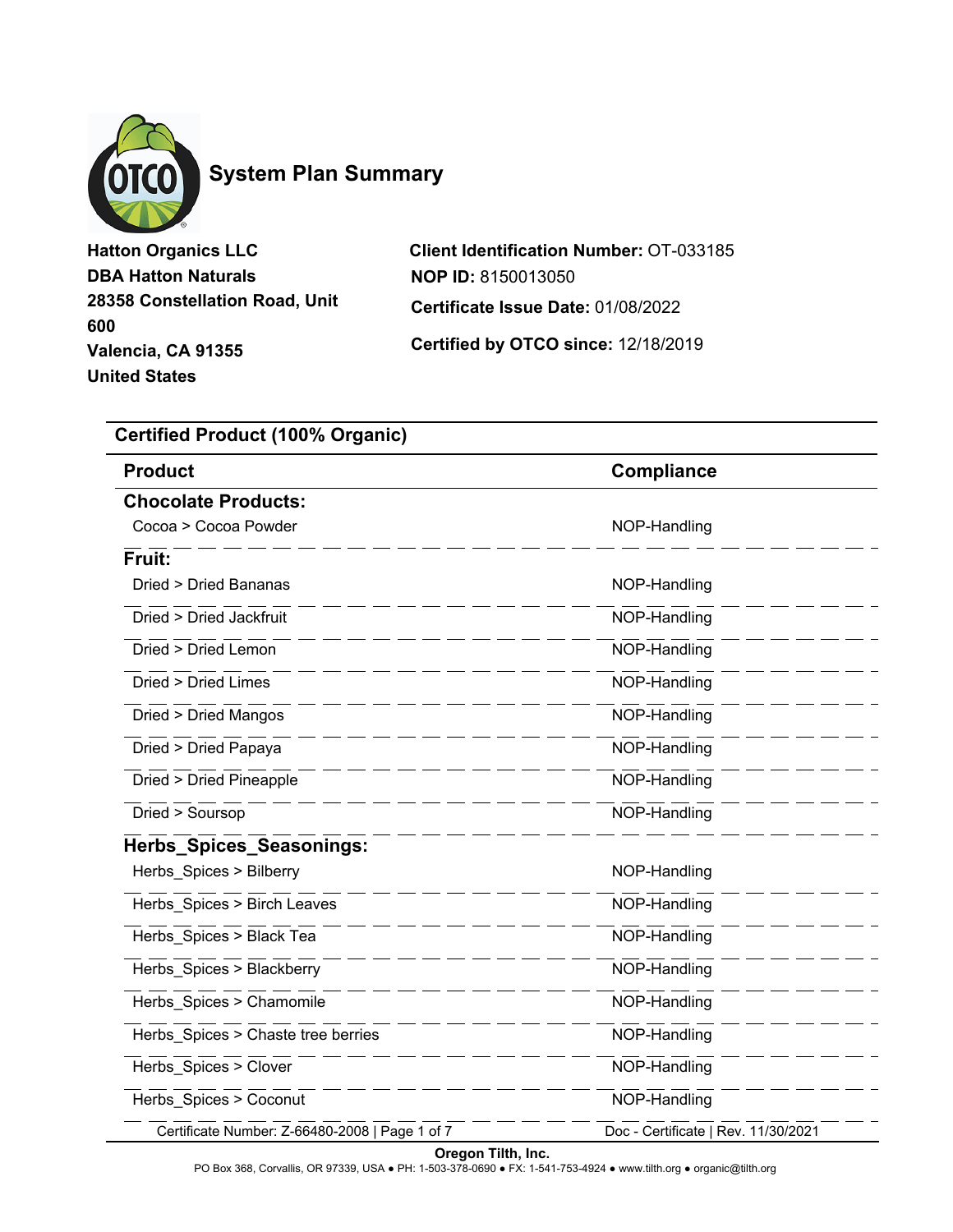# System Plan Summary

**Hatton Organics LLC**
**DBA Hatton Naturals**
**28358 Constellation Road, Unit 600**
**Valencia, CA 91355**
**United States**

**Client Identification Number:** OT-033185
**NOP ID:** 8150013050
**Certificate Issue Date:** 01/08/2022
**Certified by OTCO since:** 12/18/2019

## Certified Product (100% Organic)

| Product | Compliance |
|---|---|
| **Chocolate Products:** | |
| Cocoa > Cocoa Powder | NOP-Handling |
| **Fruit:** | |
| Dried > Dried Bananas | NOP-Handling |
| Dried > Dried Jackfruit | NOP-Handling |
| Dried > Dried Lemon | NOP-Handling |
| Dried > Dried Limes | NOP-Handling |
| Dried > Dried Mangos | NOP-Handling |
| Dried > Dried Papaya | NOP-Handling |
| Dried > Dried Pineapple | NOP-Handling |
| Dried > Soursop | NOP-Handling |
| **Herbs_Spices_Seasonings:** | |
| Herbs_Spices > Bilberry | NOP-Handling |
| Herbs_Spices > Birch Leaves | NOP-Handling |
| Herbs_Spices > Black Tea | NOP-Handling |
| Herbs_Spices > Blackberry | NOP-Handling |
| Herbs_Spices > Chamomile | NOP-Handling |
| Herbs_Spices > Chaste tree berries | NOP-Handling |
| Herbs_Spices > Clover | NOP-Handling |
| Herbs_Spices > Coconut | NOP-Handling |

Certificate Number: Z-66480-2008 | Doc - Certificate | Rev. 11/30/2021

**Oregon Tilth, Inc.**
PO Box 368, Corvallis, OR 97339, USA ● PH: 1-503-378-0690 ● FX: 1-541-753-4924 ● www.tilth.org ● organic@tilth.org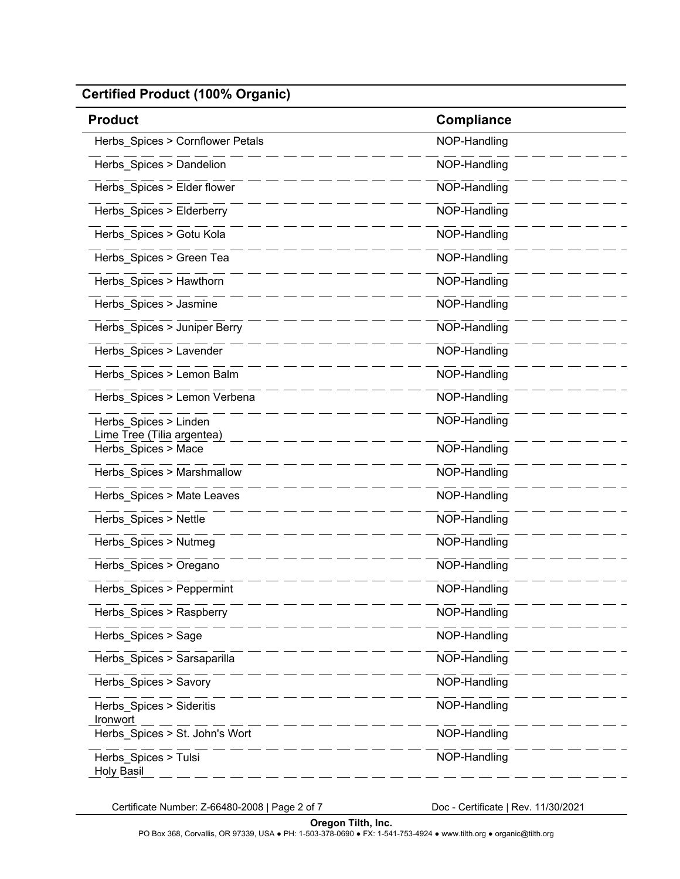## Certified Product (100% Organic)

| Product | Compliance |
|---|---|
| Herbs_Spices > Cornflower Petals | NOP-Handling |
| Herbs_Spices > Dandelion | NOP-Handling |
| Herbs_Spices > Elder flower | NOP-Handling |
| Herbs_Spices > Elderberry | NOP-Handling |
| Herbs_Spices > Gotu Kola | NOP-Handling |
| Herbs_Spices > Green Tea | NOP-Handling |
| Herbs_Spices > Hawthorn | NOP-Handling |
| Herbs_Spices > Jasmine | NOP-Handling |
| Herbs_Spices > Juniper Berry | NOP-Handling |
| Herbs_Spices > Lavender | NOP-Handling |
| Herbs_Spices > Lemon Balm | NOP-Handling |
| Herbs_Spices > Lemon Verbena | NOP-Handling |
| Herbs_Spices > Linden<br>Lime Tree (Tilia argentea) | NOP-Handling |
| Herbs_Spices > Mace | NOP-Handling |
| Herbs_Spices > Marshmallow | NOP-Handling |
| Herbs_Spices > Mate Leaves | NOP-Handling |
| Herbs_Spices > Nettle | NOP-Handling |
| Herbs_Spices > Nutmeg | NOP-Handling |
| Herbs_Spices > Oregano | NOP-Handling |
| Herbs_Spices > Peppermint | NOP-Handling |
| Herbs_Spices > Raspberry | NOP-Handling |
| Herbs_Spices > Sage | NOP-Handling |
| Herbs_Spices > Sarsaparilla | NOP-Handling |
| Herbs_Spices > Savory | NOP-Handling |
| Herbs_Spices > Sideritis<br>Ironwort | NOP-Handling |
| Herbs_Spices > St. John's Wort | NOP-Handling |
| Herbs_Spices > Tulsi<br>Holy Basil | NOP-Handling |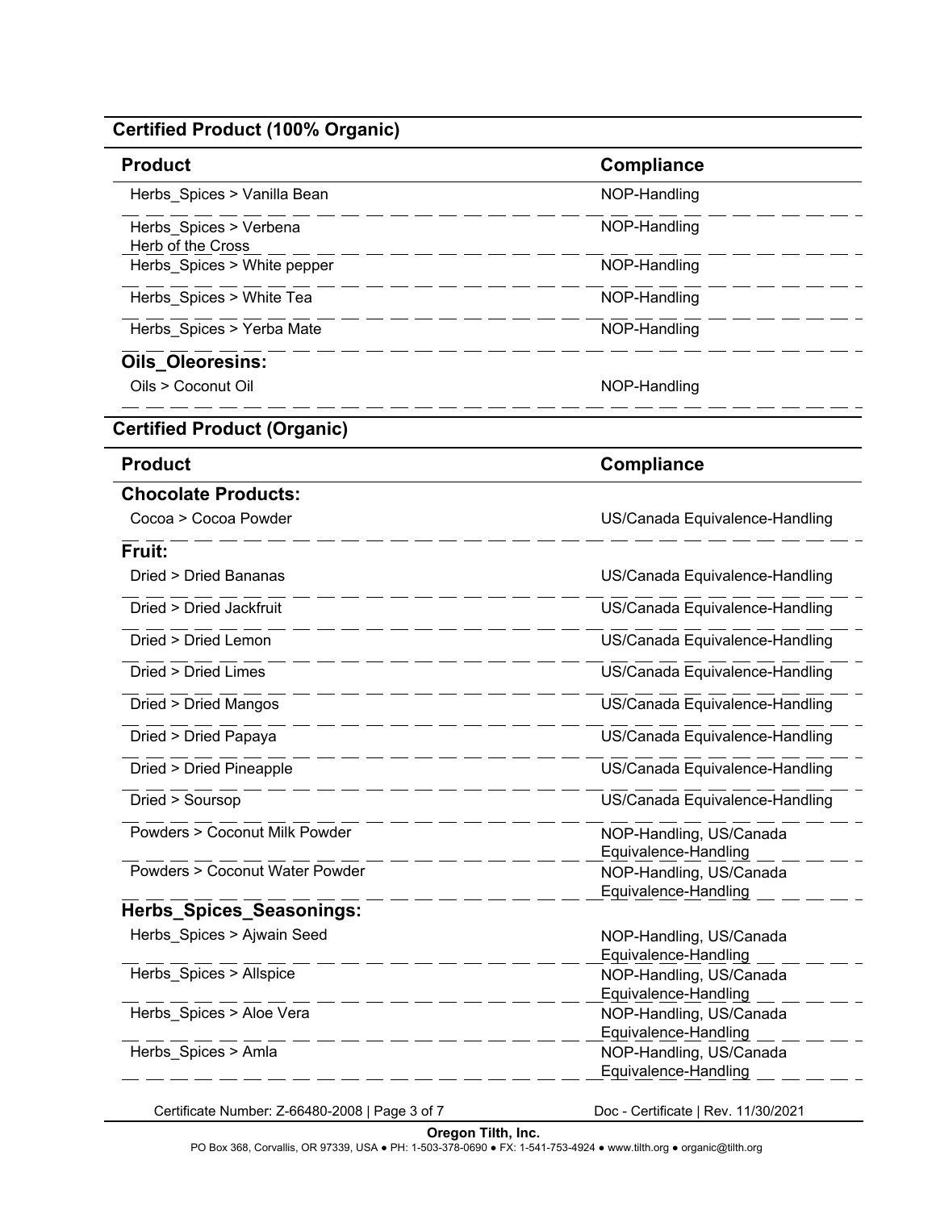## Certified Product (100% Organic)

| Product | Compliance |
| --- | --- |
| Herbs_Spices > Vanilla Bean | NOP-Handling |
| Herbs_Spices > Verbena Herb of the Cross | NOP-Handling |
| Herbs_Spices > White pepper | NOP-Handling |
| Herbs_Spices > White Tea | NOP-Handling |
| Herbs_Spices > Yerba Mate | NOP-Handling |
| **Oils_Oleoresins:** | |
| Oils > Coconut Oil | NOP-Handling |

## Certified Product (Organic)

| Product | Compliance |
| --- | --- |
| **Chocolate Products:** | |
| Cocoa > Cocoa Powder | US/Canada Equivalence-Handling |
| **Fruit:** | |
| Dried > Dried Bananas | US/Canada Equivalence-Handling |
| Dried > Dried Jackfruit | US/Canada Equivalence-Handling |
| Dried > Dried Lemon | US/Canada Equivalence-Handling |
| Dried > Dried Limes | US/Canada Equivalence-Handling |
| Dried > Dried Mangos | US/Canada Equivalence-Handling |
| Dried > Dried Papaya | US/Canada Equivalence-Handling |
| Dried > Dried Pineapple | US/Canada Equivalence-Handling |
| Dried > Soursop | US/Canada Equivalence-Handling |
| Powders > Coconut Milk Powder | NOP-Handling, US/Canada Equivalence-Handling |
| Powders > Coconut Water Powder | NOP-Handling, US/Canada Equivalence-Handling |
| **Herbs_Spices_Seasonings:** | |
| Herbs_Spices > Ajwain Seed | NOP-Handling, US/Canada Equivalence-Handling |
| Herbs_Spices > Allspice | NOP-Handling, US/Canada Equivalence-Handling |
| Herbs_Spices > Aloe Vera | NOP-Handling, US/Canada Equivalence-Handling |
| Herbs_Spices > Amla | NOP-Handling, US/Canada Equivalence-Handling |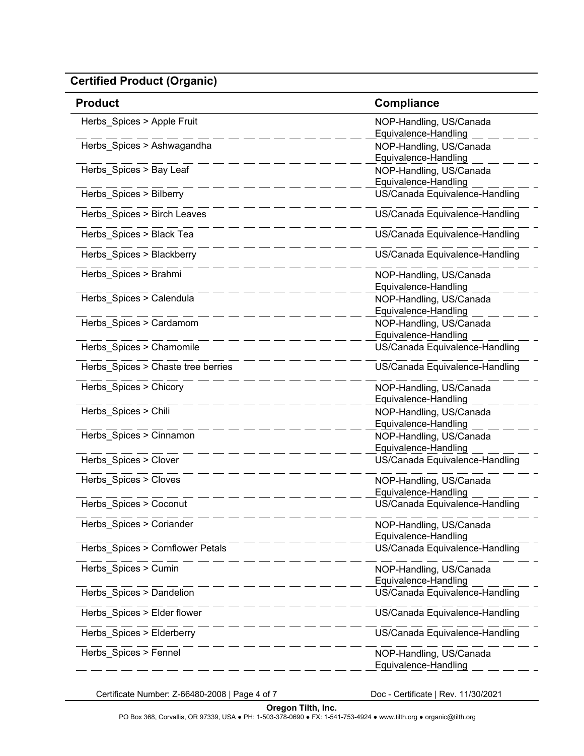## Certified Product (Organic)

| Product | Compliance |
|---|---|
| Herbs_Spices > Apple Fruit | NOP-Handling, US/Canada Equivalence-Handling |
| Herbs_Spices > Ashwagandha | NOP-Handling, US/Canada Equivalence-Handling |
| Herbs_Spices > Bay Leaf | NOP-Handling, US/Canada Equivalence-Handling |
| Herbs_Spices > Bilberry | US/Canada Equivalence-Handling |
| Herbs_Spices > Birch Leaves | US/Canada Equivalence-Handling |
| Herbs_Spices > Black Tea | US/Canada Equivalence-Handling |
| Herbs_Spices > Blackberry | US/Canada Equivalence-Handling |
| Herbs_Spices > Brahmi | NOP-Handling, US/Canada Equivalence-Handling |
| Herbs_Spices > Calendula | NOP-Handling, US/Canada Equivalence-Handling |
| Herbs_Spices > Cardamom | NOP-Handling, US/Canada Equivalence-Handling |
| Herbs_Spices > Chamomile | US/Canada Equivalence-Handling |
| Herbs_Spices > Chaste tree berries | US/Canada Equivalence-Handling |
| Herbs_Spices > Chicory | NOP-Handling, US/Canada Equivalence-Handling |
| Herbs_Spices > Chili | NOP-Handling, US/Canada Equivalence-Handling |
| Herbs_Spices > Cinnamon | NOP-Handling, US/Canada Equivalence-Handling |
| Herbs_Spices > Clover | US/Canada Equivalence-Handling |
| Herbs_Spices > Cloves | NOP-Handling, US/Canada Equivalence-Handling |
| Herbs_Spices > Coconut | US/Canada Equivalence-Handling |
| Herbs_Spices > Coriander | NOP-Handling, US/Canada Equivalence-Handling |
| Herbs_Spices > Cornflower Petals | US/Canada Equivalence-Handling |
| Herbs_Spices > Cumin | NOP-Handling, US/Canada Equivalence-Handling |
| Herbs_Spices > Dandelion | US/Canada Equivalence-Handling |
| Herbs_Spices > Elder flower | US/Canada Equivalence-Handling |
| Herbs_Spices > Elderberry | US/Canada Equivalence-Handling |
| Herbs_Spices > Fennel | NOP-Handling, US/Canada Equivalence-Handling |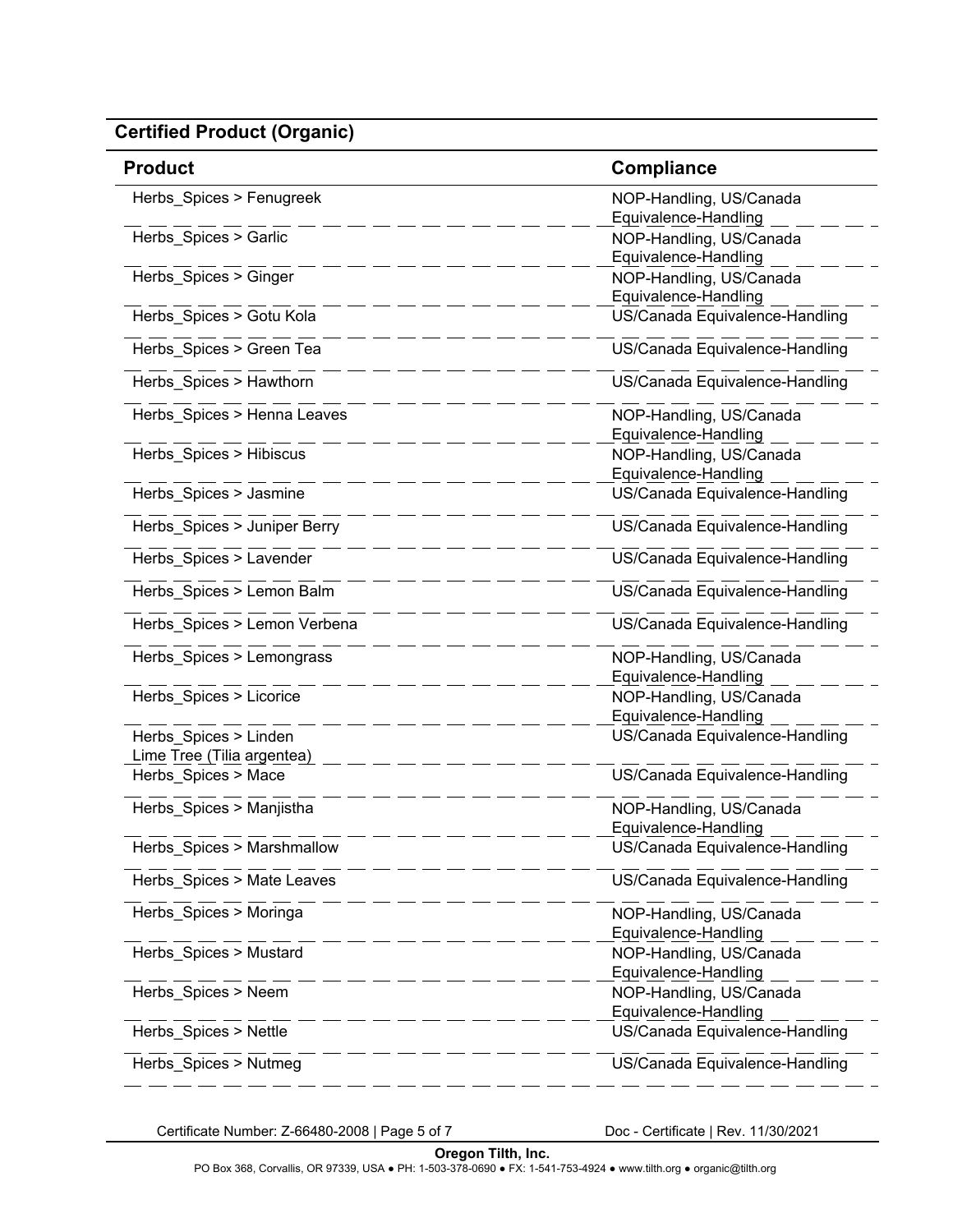## Certified Product (Organic)

| Product | Compliance |
|---|---|
| Herbs_Spices > Fenugreek | NOP-Handling, US/Canada Equivalence-Handling |
| Herbs_Spices > Garlic | NOP-Handling, US/Canada Equivalence-Handling |
| Herbs_Spices > Ginger | NOP-Handling, US/Canada Equivalence-Handling |
| Herbs_Spices > Gotu Kola | US/Canada Equivalence-Handling |
| Herbs_Spices > Green Tea | US/Canada Equivalence-Handling |
| Herbs_Spices > Hawthorn | US/Canada Equivalence-Handling |
| Herbs_Spices > Henna Leaves | NOP-Handling, US/Canada Equivalence-Handling |
| Herbs_Spices > Hibiscus | NOP-Handling, US/Canada Equivalence-Handling |
| Herbs_Spices > Jasmine | US/Canada Equivalence-Handling |
| Herbs_Spices > Juniper Berry | US/Canada Equivalence-Handling |
| Herbs_Spices > Lavender | US/Canada Equivalence-Handling |
| Herbs_Spices > Lemon Balm | US/Canada Equivalence-Handling |
| Herbs_Spices > Lemon Verbena | US/Canada Equivalence-Handling |
| Herbs_Spices > Lemongrass | NOP-Handling, US/Canada Equivalence-Handling |
| Herbs_Spices > Licorice | NOP-Handling, US/Canada Equivalence-Handling |
| Herbs_Spices > Linden Lime Tree (Tilia argentea) | US/Canada Equivalence-Handling |
| Herbs_Spices > Mace | US/Canada Equivalence-Handling |
| Herbs_Spices > Manjistha | NOP-Handling, US/Canada Equivalence-Handling |
| Herbs_Spices > Marshmallow | US/Canada Equivalence-Handling |
| Herbs_Spices > Mate Leaves | US/Canada Equivalence-Handling |
| Herbs_Spices > Moringa | NOP-Handling, US/Canada Equivalence-Handling |
| Herbs_Spices > Mustard | NOP-Handling, US/Canada Equivalence-Handling |
| Herbs_Spices > Neem | NOP-Handling, US/Canada Equivalence-Handling |
| Herbs_Spices > Nettle | US/Canada Equivalence-Handling |
| Herbs_Spices > Nutmeg | US/Canada Equivalence-Handling |

Certificate Number: Z-66480-2008 | Page 5 of 7 Doc - Certificate | Rev. 11/30/2021

**Oregon Tilth, Inc.**
PO Box 368, Corvallis, OR 97339, USA ● PH: 1-503-378-0690 ● FX: 1-541-753-4924 ● www.tilth.org ● organic@tilth.org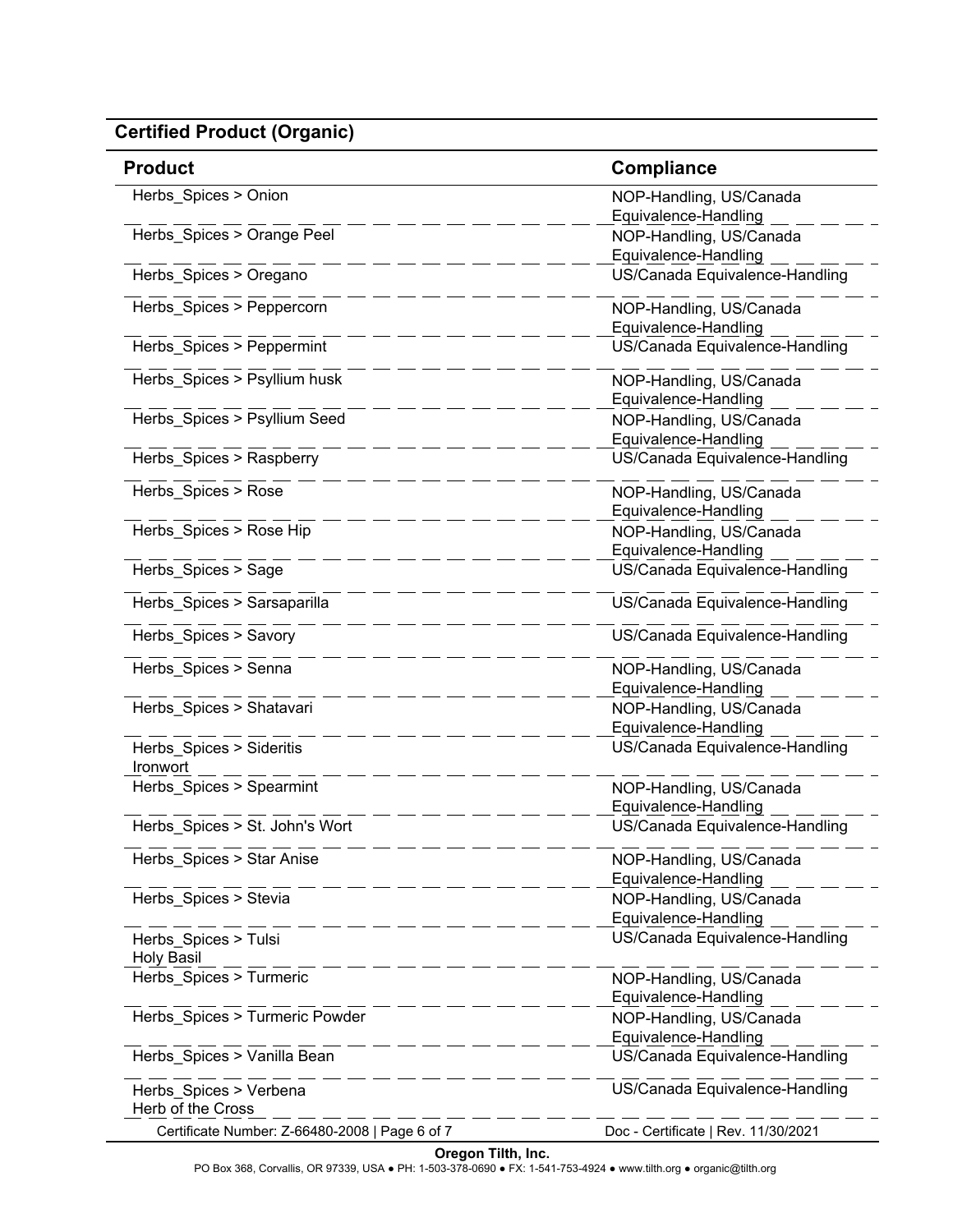## Certified Product (Organic)

| Product | Compliance |
|---|---|
| Herbs_Spices > Onion | NOP-Handling, US/Canada Equivalence-Handling |
| Herbs_Spices > Orange Peel | NOP-Handling, US/Canada Equivalence-Handling |
| Herbs_Spices > Oregano | US/Canada Equivalence-Handling |
| Herbs_Spices > Peppercorn | NOP-Handling, US/Canada Equivalence-Handling |
| Herbs_Spices > Peppermint | US/Canada Equivalence-Handling |
| Herbs_Spices > Psyllium husk | NOP-Handling, US/Canada Equivalence-Handling |
| Herbs_Spices > Psyllium Seed | NOP-Handling, US/Canada Equivalence-Handling |
| Herbs_Spices > Raspberry | US/Canada Equivalence-Handling |
| Herbs_Spices > Rose | NOP-Handling, US/Canada Equivalence-Handling |
| Herbs_Spices > Rose Hip | NOP-Handling, US/Canada Equivalence-Handling |
| Herbs_Spices > Sage | US/Canada Equivalence-Handling |
| Herbs_Spices > Sarsaparilla | US/Canada Equivalence-Handling |
| Herbs_Spices > Savory | US/Canada Equivalence-Handling |
| Herbs_Spices > Senna | NOP-Handling, US/Canada Equivalence-Handling |
| Herbs_Spices > Shatavari | NOP-Handling, US/Canada Equivalence-Handling |
| Herbs_Spices > Sideritis Ironwort | US/Canada Equivalence-Handling |
| Herbs_Spices > Spearmint | NOP-Handling, US/Canada Equivalence-Handling |
| Herbs_Spices > St. John's Wort | US/Canada Equivalence-Handling |
| Herbs_Spices > Star Anise | NOP-Handling, US/Canada Equivalence-Handling |
| Herbs_Spices > Stevia | NOP-Handling, US/Canada Equivalence-Handling |
| Herbs_Spices > Tulsi Holy Basil | US/Canada Equivalence-Handling |
| Herbs_Spices > Turmeric | NOP-Handling, US/Canada Equivalence-Handling |
| Herbs_Spices > Turmeric Powder | NOP-Handling, US/Canada Equivalence-Handling |
| Herbs_Spices > Vanilla Bean | US/Canada Equivalence-Handling |
| Herbs_Spices > Verbena Herb of the Cross | US/Canada Equivalence-Handling |

Certificate Number: Z-66480-2008 | Page 6 of 7    Doc - Certificate | Rev. 11/30/2021

**Oregon Tilth, Inc.**
PO Box 368, Corvallis, OR 97339, USA ● PH: 1-503-378-0690 ● FX: 1-541-753-4924 ● www.tilth.org ● organic@tilth.org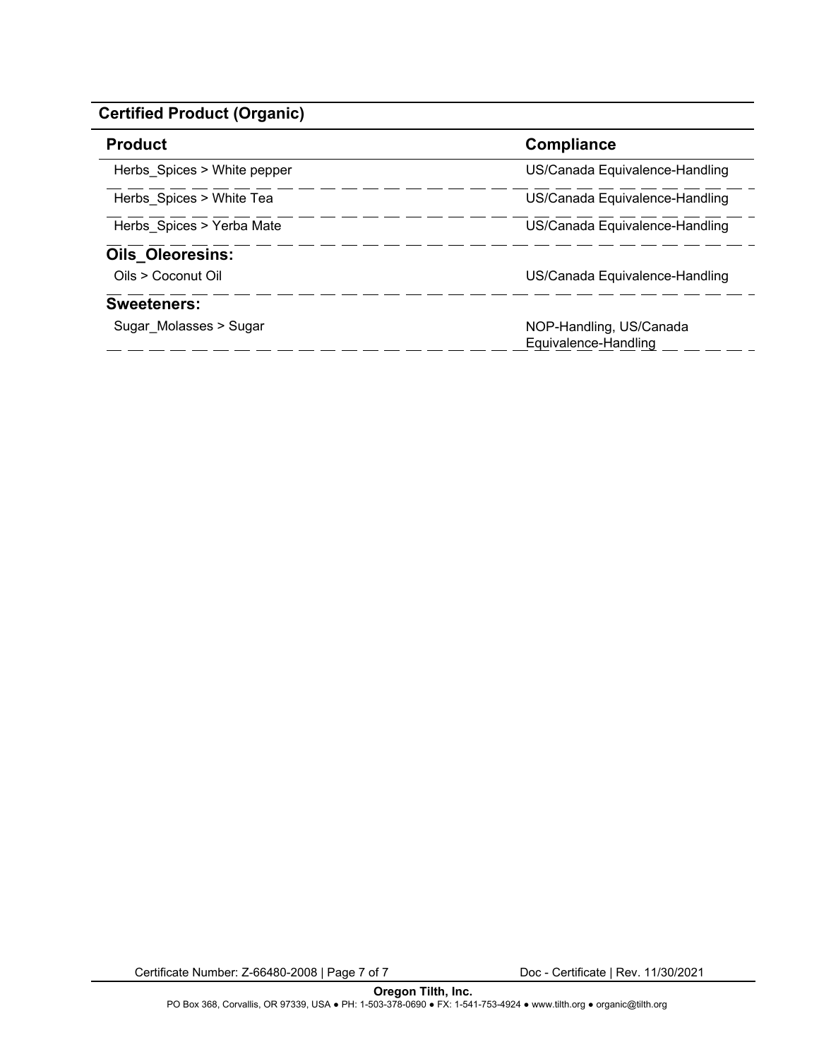## Certified Product (Organic)

| Product | Compliance |
| --- | --- |
| Herbs_Spices > White pepper | US/Canada Equivalence-Handling |
| Herbs_Spices > White Tea | US/Canada Equivalence-Handling |
| Herbs_Spices > Yerba Mate | US/Canada Equivalence-Handling |
| **Oils_Oleoresins:** | |
| Oils > Coconut Oil | US/Canada Equivalence-Handling |
| **Sweeteners:** | |
| Sugar_Molasses > Sugar | NOP-Handling, US/Canada Equivalence-Handling |

Certificate Number: Z-66480-2008

**Oregon Tilth, Inc.**
PO Box 368, Corvallis, OR 97339, USA ● PH: 1-503-378-0690 ● FX: 1-541-753-4924 ● www.tilth.org ● organic@tilth.org